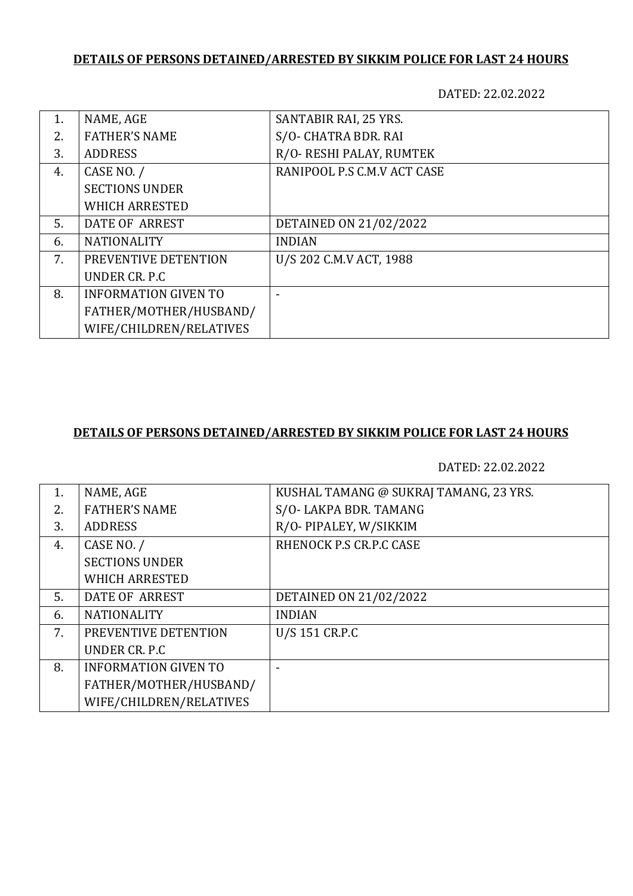**DETAILS OF PERSONS DETAINED/ARRESTED BY SIKKIM POLICE FOR LAST 24 HOURS**

DATED: 22.02.2022

| | | |
|---|---|---|
| 1. | NAME, AGE | SANTABIR RAI, 25 YRS. |
| 2. | FATHER'S NAME | S/O- CHATRA BDR. RAI |
| 3. | ADDRESS | R/O- RESHI PALAY, RUMTEK |
| 4. | CASE NO. / SECTIONS UNDER WHICH ARRESTED | RANIPOOL P.S C.M.V ACT CASE |
| 5. | DATE OF ARREST | DETAINED ON 21/02/2022 |
| 6. | NATIONALITY | INDIAN |
| 7. | PREVENTIVE DETENTION UNDER CR. P.C | U/S 202 C.M.V ACT, 1988 |
| 8. | INFORMATION GIVEN TO FATHER/MOTHER/HUSBAND/ WIFE/CHILDREN/RELATIVES | - |

**DETAILS OF PERSONS DETAINED/ARRESTED BY SIKKIM POLICE FOR LAST 24 HOURS**

DATED: 22.02.2022

| | | |
|---|---|---|
| 1. | NAME, AGE | KUSHAL TAMANG @ SUKRAJ TAMANG, 23 YRS. |
| 2. | FATHER'S NAME | S/O- LAKPA BDR. TAMANG |
| 3. | ADDRESS | R/O- PIPALEY, W/SIKKIM |
| 4. | CASE NO. / SECTIONS UNDER WHICH ARRESTED | RHENOCK P.S CR.P.C CASE |
| 5. | DATE OF ARREST | DETAINED ON 21/02/2022 |
| 6. | NATIONALITY | INDIAN |
| 7. | PREVENTIVE DETENTION UNDER CR. P.C | U/S 151 CR.P.C |
| 8. | INFORMATION GIVEN TO FATHER/MOTHER/HUSBAND/ WIFE/CHILDREN/RELATIVES | - |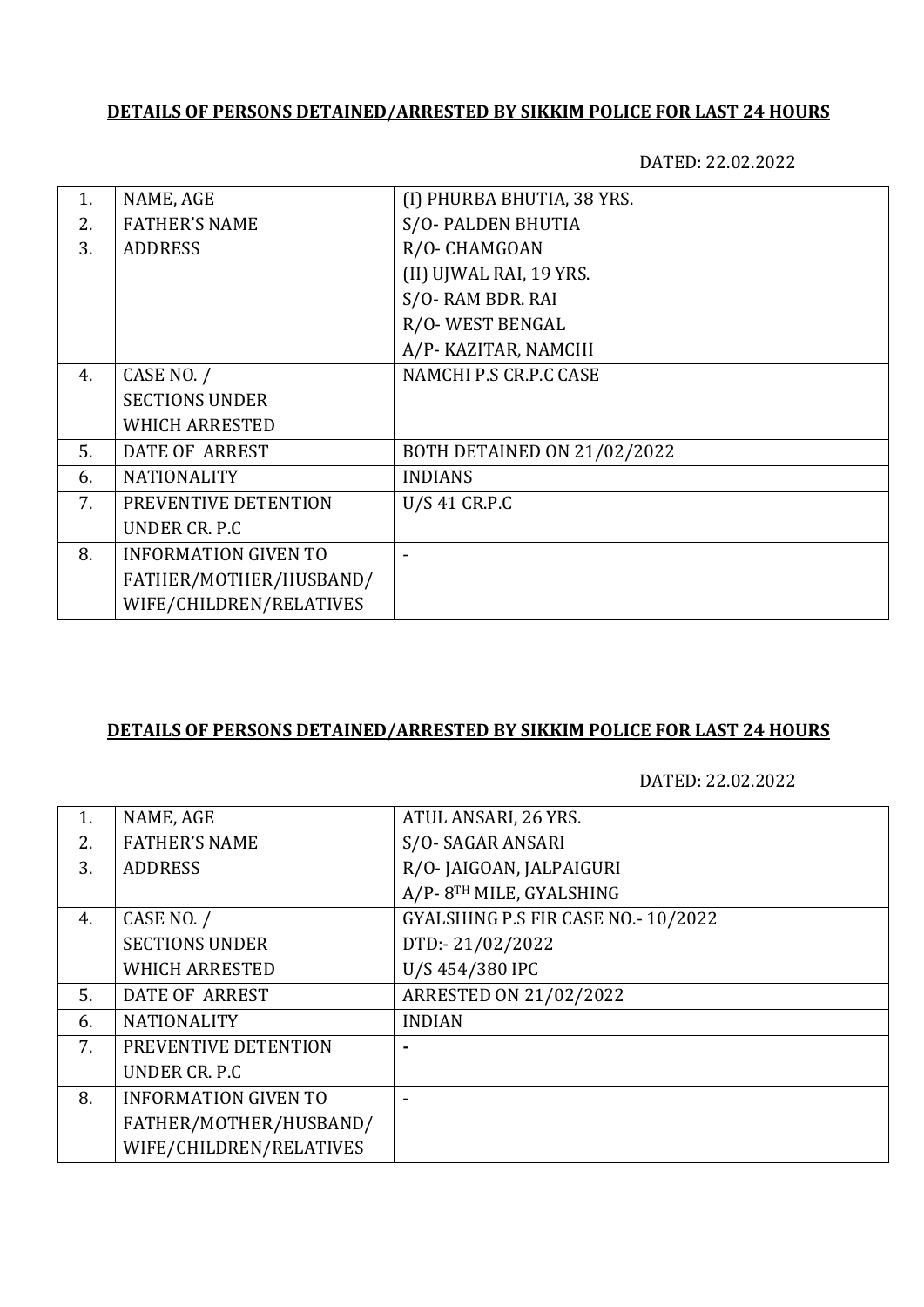**DETAILS OF PERSONS DETAINED/ARRESTED BY SIKKIM POLICE FOR LAST 24 HOURS**

DATED: 22.02.2022

| | | |
|---|---|---|
| 1.<br>2.<br>3. | NAME, AGE<br>FATHER'S NAME<br>ADDRESS | (I) PHURBA BHUTIA, 38 YRS.<br>S/O- PALDEN BHUTIA<br>R/O- CHAMGOAN<br>(II) UJWAL RAI, 19 YRS.<br>S/O- RAM BDR. RAI<br>R/O- WEST BENGAL<br>A/P- KAZITAR, NAMCHI |
| 4. | CASE NO. /<br>SECTIONS UNDER<br>WHICH ARRESTED | NAMCHI P.S CR.P.C CASE |
| 5. | DATE OF ARREST | BOTH DETAINED ON 21/02/2022 |
| 6. | NATIONALITY | INDIANS |
| 7. | PREVENTIVE DETENTION<br>UNDER CR. P.C | U/S 41 CR.P.C |
| 8. | INFORMATION GIVEN TO<br>FATHER/MOTHER/HUSBAND/<br>WIFE/CHILDREN/RELATIVES | - |

**DETAILS OF PERSONS DETAINED/ARRESTED BY SIKKIM POLICE FOR LAST 24 HOURS**

DATED: 22.02.2022

| | | |
|---|---|---|
| 1.<br>2.<br>3. | NAME, AGE<br>FATHER'S NAME<br>ADDRESS | ATUL ANSARI, 26 YRS.<br>S/O- SAGAR ANSARI<br>R/O- JAIGOAN, JALPAIGURI<br>A/P- 8TH MILE, GYALSHING |
| 4. | CASE NO. /<br>SECTIONS UNDER<br>WHICH ARRESTED | GYALSHING P.S FIR CASE NO.- 10/2022<br>DTD:- 21/02/2022<br>U/S 454/380 IPC |
| 5. | DATE OF ARREST | ARRESTED ON 21/02/2022 |
| 6. | NATIONALITY | INDIAN |
| 7. | PREVENTIVE DETENTION<br>UNDER CR. P.C | - |
| 8. | INFORMATION GIVEN TO<br>FATHER/MOTHER/HUSBAND/<br>WIFE/CHILDREN/RELATIVES | - |